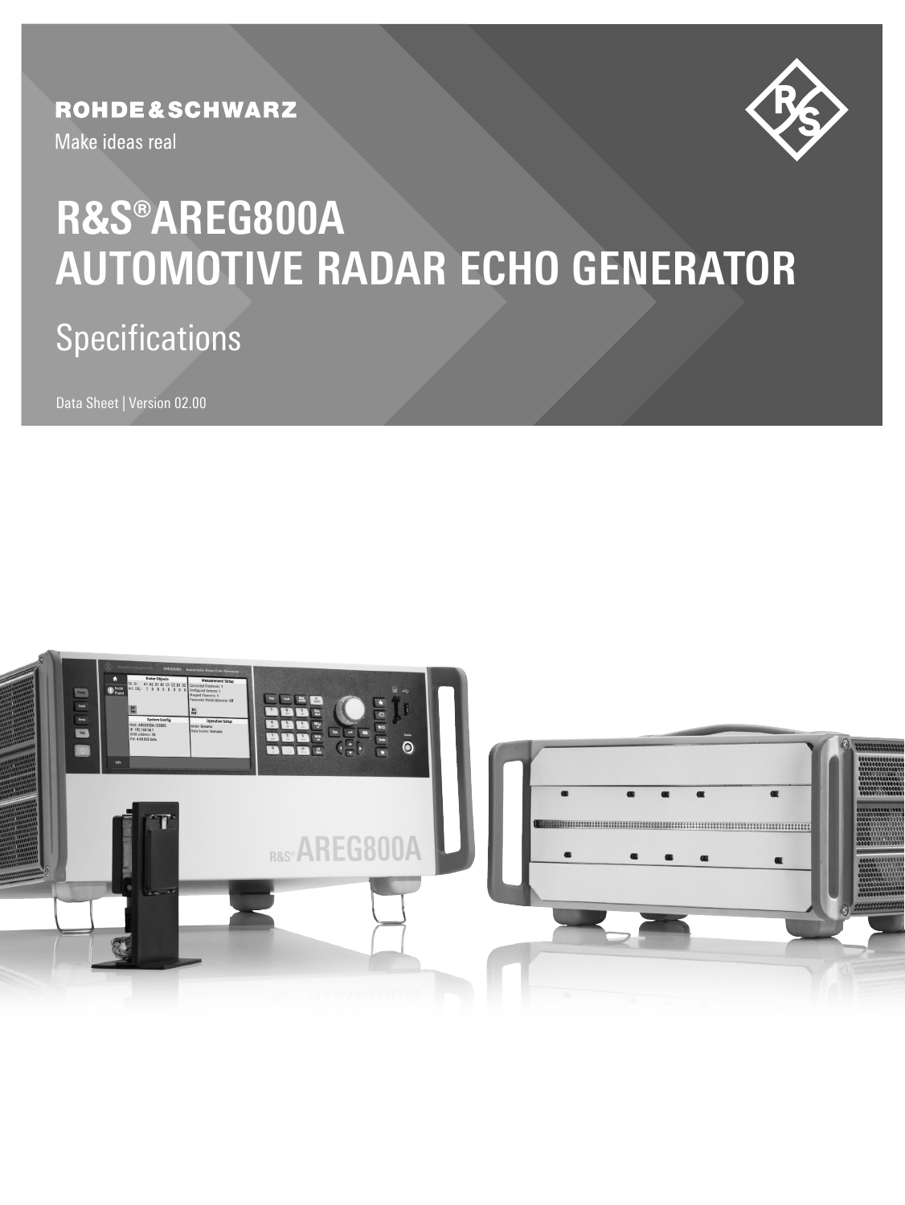ROHDE&SCHWARZ

Make ideas real

# R&S®AREG800A AUTOMOTIVE RADAR ECHO GENERATOR

## Specifications

Data Sheet | Version 02.00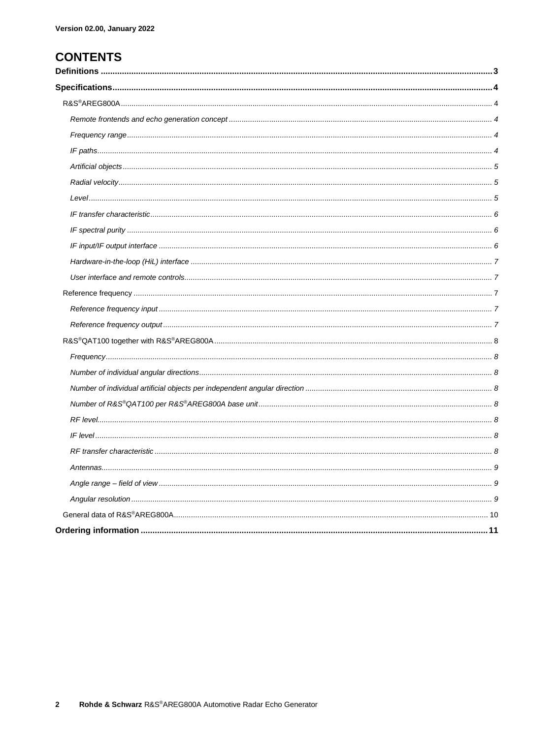Version 02.00, January 2022

# CONTENTS

**Definitions** .................................................................................................... **3**

**Specifications** .................................................................................................... **4**

- R&S®AREG800A .................................................................................................... 4
  - *Remote frontends and echo generation concept* .................................................... 4
  - *Frequency range* .................................................................................................... 4
  - *IF paths* .................................................................................................... 4
  - *Artificial objects* .................................................................................................... 5
  - *Radial velocity* .................................................................................................... 5
  - *Level* .................................................................................................... 5
  - *IF transfer characteristic* .................................................................................................... 6
  - *IF spectral purity* .................................................................................................... 6
  - *IF input/IF output interface* .................................................................................................... 6
  - *Hardware-in-the-loop (HiL) interface* .................................................................................................... 7
  - *User interface and remote controls* .................................................................................................... 7
- Reference frequency .................................................................................................... 7
  - *Reference frequency input* .................................................................................................... 7
  - *Reference frequency output* .................................................................................................... 7
- R&S®QAT100 together with R&S®AREG800A .................................................................................................... 8
  - *Frequency* .................................................................................................... 8
  - *Number of individual angular directions* .................................................................................................... 8
  - *Number of individual artificial objects per independent angular direction* .................................................................................................... 8
  - *Number of R&S®QAT100 per R&S®AREG800A base unit* .................................................................................................... 8
  - *RF level* .................................................................................................... 8
  - *IF level* .................................................................................................... 8
  - *RF transfer characteristic* .................................................................................................... 8
  - *Antennas* .................................................................................................... 9
  - *Angle range – field of view* .................................................................................................... 9
  - *Angular resolution* .................................................................................................... 9
- General data of R&S®AREG800A .................................................................................................... 10

**Ordering information** .................................................................................................... **11**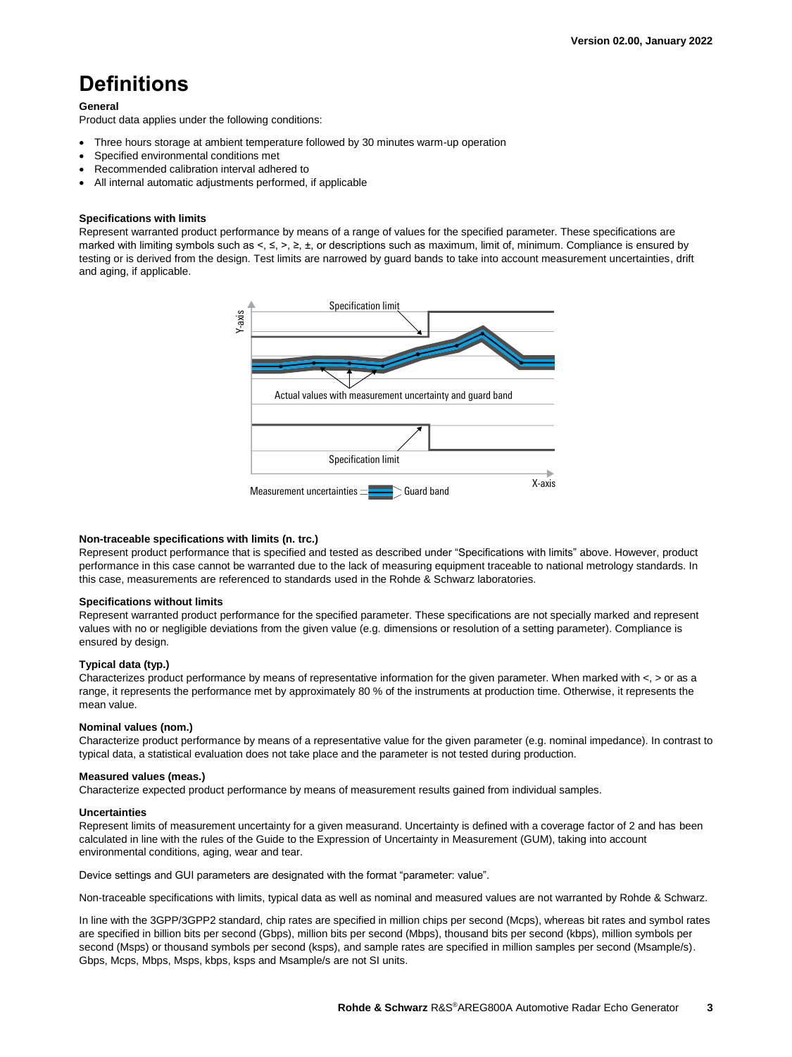# Definitions

**General**

Product data applies under the following conditions:

- Three hours storage at ambient temperature followed by 30 minutes warm-up operation
- Specified environmental conditions met
- Recommended calibration interval adhered to
- All internal automatic adjustments performed, if applicable

**Specifications with limits**

Represent warranted product performance by means of a range of values for the specified parameter. These specifications are marked with limiting symbols such as <, ≤, >, ≥, ±, or descriptions such as maximum, limit of, minimum. Compliance is ensured by testing or is derived from the design. Test limits are narrowed by guard bands to take into account measurement uncertainties, drift and aging, if applicable.

**Non-traceable specifications with limits (n. trc.)**

Represent product performance that is specified and tested as described under "Specifications with limits" above. However, product performance in this case cannot be warranted due to the lack of measuring equipment traceable to national metrology standards. In this case, measurements are referenced to standards used in the Rohde & Schwarz laboratories.

**Specifications without limits**

Represent warranted product performance for the specified parameter. These specifications are not specially marked and represent values with no or negligible deviations from the given value (e.g. dimensions or resolution of a setting parameter). Compliance is ensured by design.

**Typical data (typ.)**

Characterizes product performance by means of representative information for the given parameter. When marked with <, > or as a range, it represents the performance met by approximately 80 % of the instruments at production time. Otherwise, it represents the mean value.

**Nominal values (nom.)**

Characterize product performance by means of a representative value for the given parameter (e.g. nominal impedance). In contrast to typical data, a statistical evaluation does not take place and the parameter is not tested during production.

**Measured values (meas.)**

Characterize expected product performance by means of measurement results gained from individual samples.

**Uncertainties**

Represent limits of measurement uncertainty for a given measurand. Uncertainty is defined with a coverage factor of 2 and has been calculated in line with the rules of the Guide to the Expression of Uncertainty in Measurement (GUM), taking into account environmental conditions, aging, wear and tear.

Device settings and GUI parameters are designated with the format "parameter: value".

Non-traceable specifications with limits, typical data as well as nominal and measured values are not warranted by Rohde & Schwarz.

In line with the 3GPP/3GPP2 standard, chip rates are specified in million chips per second (Mcps), whereas bit rates and symbol rates are specified in billion bits per second (Gbps), million bits per second (Mbps), thousand bits per second (kbps), million symbols per second (Msps) or thousand symbols per second (ksps), and sample rates are specified in million samples per second (Msample/s). Gbps, Mcps, Mbps, Msps, kbps, ksps and Msample/s are not SI units.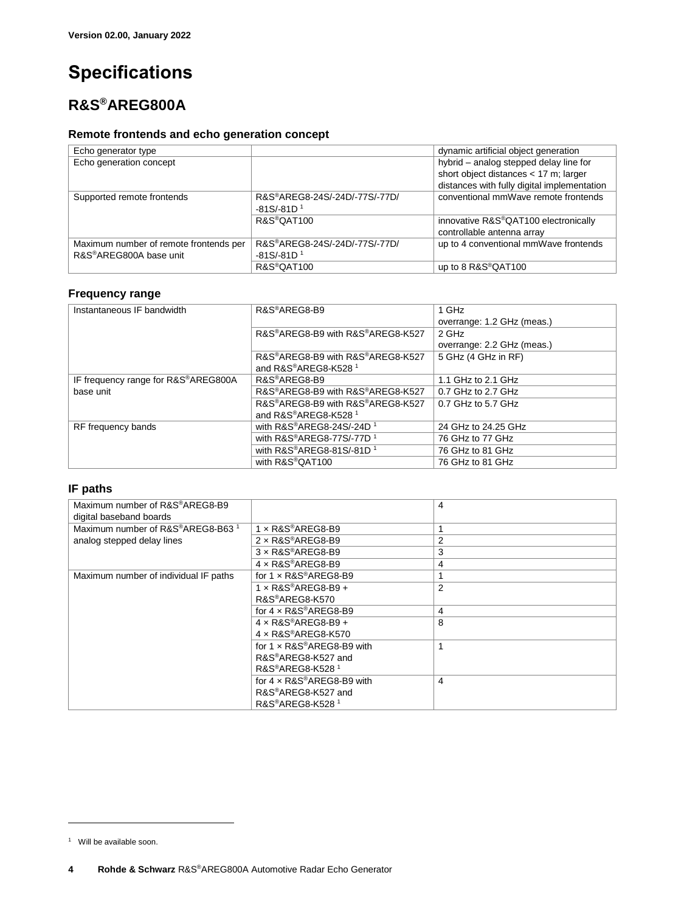Version 02.00, January 2022

# Specifications

## R&S®AREG800A

### Remote frontends and echo generation concept

| | | |
|---|---|---|
| Echo generator type | | dynamic artificial object generation |
| Echo generation concept | | hybrid – analog stepped delay line for short object distances < 17 m; larger distances with fully digital implementation |
| Supported remote frontends | R&S®AREG8-24S/-24D/-77S/-77D/-81S/-81D [1] | conventional mmWave remote frontends |
| | R&S®QAT100 | innovative R&S®QAT100 electronically controllable antenna array |
| Maximum number of remote frontends per R&S®AREG800A base unit | R&S®AREG8-24S/-24D/-77S/-77D/-81S/-81D [1] | up to 4 conventional mmWave frontends |
| | R&S®QAT100 | up to 8 R&S®QAT100 |

### Frequency range

| | | |
|---|---|---|
| Instantaneous IF bandwidth | R&S®AREG8-B9 | 1 GHz<br>overrange: 1.2 GHz (meas.) |
| | R&S®AREG8-B9 with R&S®AREG8-K527 | 2 GHz<br>overrange: 2.2 GHz (meas.) |
| | R&S®AREG8-B9 with R&S®AREG8-K527 and R&S®AREG8-K528 [1] | 5 GHz (4 GHz in RF) |
| IF frequency range for R&S®AREG800A base unit | R&S®AREG8-B9 | 1.1 GHz to 2.1 GHz |
| | R&S®AREG8-B9 with R&S®AREG8-K527 | 0.7 GHz to 2.7 GHz |
| | R&S®AREG8-B9 with R&S®AREG8-K527 and R&S®AREG8-K528 [1] | 0.7 GHz to 5.7 GHz |
| RF frequency bands | with R&S®AREG8-24S/-24D [1] | 24 GHz to 24.25 GHz |
| | with R&S®AREG8-77S/-77D [1] | 76 GHz to 77 GHz |
| | with R&S®AREG8-81S/-81D [1] | 76 GHz to 81 GHz |
| | with R&S®QAT100 | 76 GHz to 81 GHz |

### IF paths

| | | |
|---|---|---|
| Maximum number of R&S®AREG8-B9 digital baseband boards | | 4 |
| Maximum number of R&S®AREG8-B63 [1] analog stepped delay lines | 1 × R&S®AREG8-B9 | 1 |
| | 2 × R&S®AREG8-B9 | 2 |
| | 3 × R&S®AREG8-B9 | 3 |
| | 4 × R&S®AREG8-B9 | 4 |
| Maximum number of individual IF paths | for 1 × R&S®AREG8-B9 | 1 |
| | 1 × R&S®AREG8-B9 + R&S®AREG8-K570 | 2 |
| | for 4 × R&S®AREG8-B9 | 4 |
| | 4 × R&S®AREG8-B9 + 4 × R&S®AREG8-K570 | 8 |
| | for 1 × R&S®AREG8-B9 with R&S®AREG8-K527 and R&S®AREG8-K528 [1] | 1 |
| | for 4 × R&S®AREG8-B9 with R&S®AREG8-K527 and R&S®AREG8-K528 [1] | 4 |

[1] Will be available soon.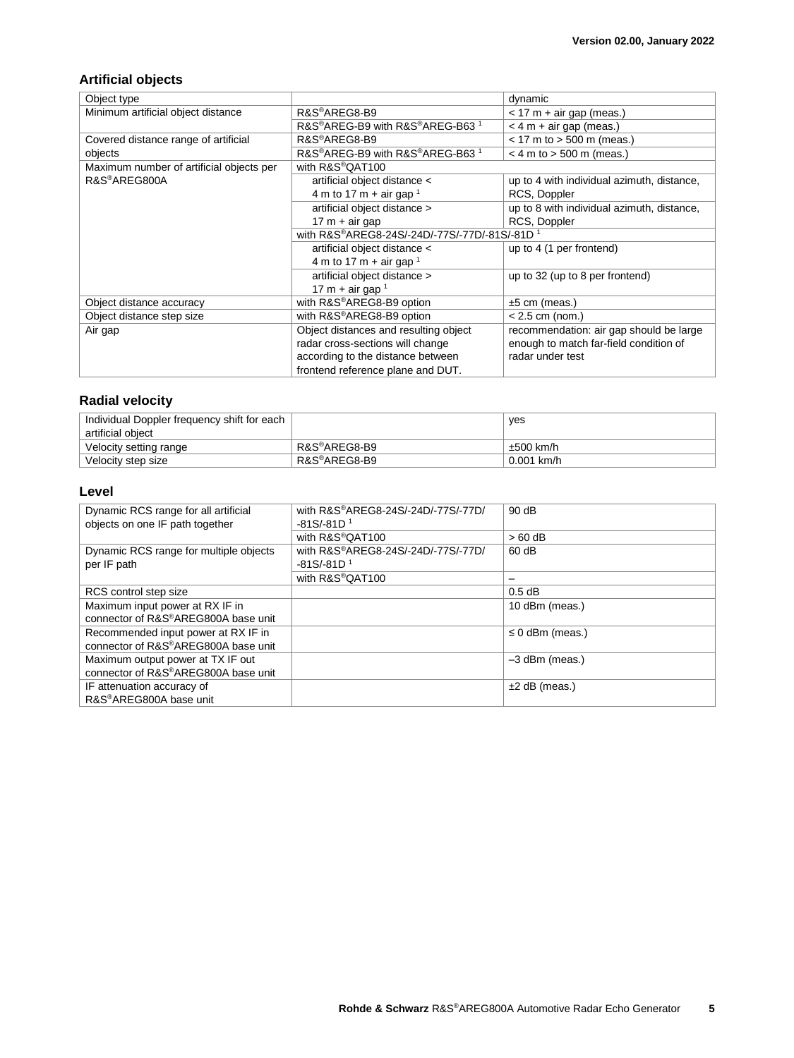## Artificial objects

| Object type | | dynamic |
|---|---|---|
| Minimum artificial object distance | R&S®AREG8-B9 | < 17 m + air gap (meas.) |
| | R&S®AREG-B9 with R&S®AREG-B63 [1] | < 4 m + air gap (meas.) |
| Covered distance range of artificial objects | R&S®AREG8-B9 | < 17 m to > 500 m (meas.) |
| | R&S®AREG-B9 with R&S®AREG-B63 [1] | < 4 m to > 500 m (meas.) |
| Maximum number of artificial objects per R&S®AREG800A | with R&S®QAT100 | |
| | artificial object distance < 4 m to 17 m + air gap [1] | up to 4 with individual azimuth, distance, RCS, Doppler |
| | artificial object distance > 17 m + air gap | up to 8 with individual azimuth, distance, RCS, Doppler |
| | with R&S®AREG8-24S/-24D/-77S/-77D/-81S/-81D [1] | |
| | artificial object distance < 4 m to 17 m + air gap [1] | up to 4 (1 per frontend) |
| | artificial object distance > 17 m + air gap [1] | up to 32 (up to 8 per frontend) |
| Object distance accuracy | with R&S®AREG8-B9 option | ±5 cm (meas.) |
| Object distance step size | with R&S®AREG8-B9 option | < 2.5 cm (nom.) |
| Air gap | Object distances and resulting object radar cross-sections will change according to the distance between frontend reference plane and DUT. | recommendation: air gap should be large enough to match far-field condition of radar under test |

## Radial velocity

| Individual Doppler frequency shift for each artificial object | | yes |
|---|---|---|
| Velocity setting range | R&S®AREG8-B9 | ±500 km/h |
| Velocity step size | R&S®AREG8-B9 | 0.001 km/h |

## Level

| Dynamic RCS range for all artificial objects on one IF path together | with R&S®AREG8-24S/-24D/-77S/-77D/-81S/-81D [1] | 90 dB |
|---|---|---|
| | with R&S®QAT100 | > 60 dB |
| Dynamic RCS range for multiple objects per IF path | with R&S®AREG8-24S/-24D/-77S/-77D/-81S/-81D [1] | 60 dB |
| | with R&S®QAT100 | – |
| RCS control step size | | 0.5 dB |
| Maximum input power at RX IF in connector of R&S®AREG800A base unit | | 10 dBm (meas.) |
| Recommended input power at RX IF in connector of R&S®AREG800A base unit | | ≤ 0 dBm (meas.) |
| Maximum output power at TX IF out connector of R&S®AREG800A base unit | | –3 dBm (meas.) |
| IF attenuation accuracy of R&S®AREG800A base unit | | ±2 dB (meas.) |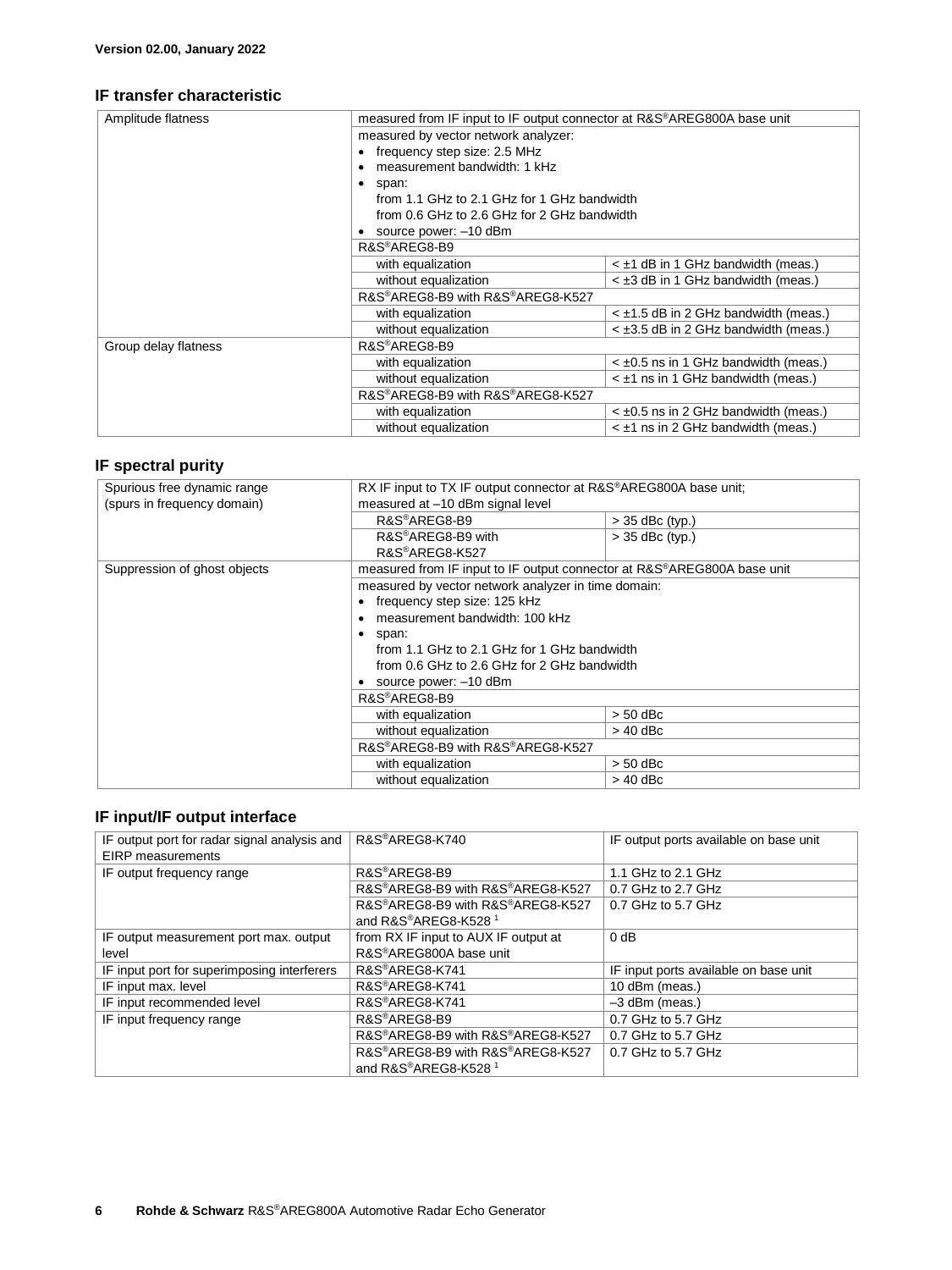## IF transfer characteristic

| Amplitude flatness | measured from IF input to IF output connector at R&S®AREG800A base unit | |
|---|---|---|
| | measured by vector network analyzer:<br>• frequency step size: 2.5 MHz<br>• measurement bandwidth: 1 kHz<br>• span:<br>from 1.1 GHz to 2.1 GHz for 1 GHz bandwidth<br>from 0.6 GHz to 2.6 GHz for 2 GHz bandwidth<br>• source power: –10 dBm | |
| | R&S®AREG8-B9 | |
| | with equalization | < ±1 dB in 1 GHz bandwidth (meas.) |
| | without equalization | < ±3 dB in 1 GHz bandwidth (meas.) |
| | R&S®AREG8-B9 with R&S®AREG8-K527 | |
| | with equalization | < ±1.5 dB in 2 GHz bandwidth (meas.) |
| | without equalization | < ±3.5 dB in 2 GHz bandwidth (meas.) |
| Group delay flatness | R&S®AREG8-B9 | |
| | with equalization | < ±0.5 ns in 1 GHz bandwidth (meas.) |
| | without equalization | < ±1 ns in 1 GHz bandwidth (meas.) |
| | R&S®AREG8-B9 with R&S®AREG8-K527 | |
| | with equalization | < ±0.5 ns in 2 GHz bandwidth (meas.) |
| | without equalization | < ±1 ns in 2 GHz bandwidth (meas.) |

## IF spectral purity

| Spurious free dynamic range (spurs in frequency domain) | RX IF input to TX IF output connector at R&S®AREG800A base unit; measured at –10 dBm signal level | |
|---|---|---|
| | R&S®AREG8-B9 | > 35 dBc (typ.) |
| | R&S®AREG8-B9 with R&S®AREG8-K527 | > 35 dBc (typ.) |
| Suppression of ghost objects | measured from IF input to IF output connector at R&S®AREG800A base unit | |
| | measured by vector network analyzer in time domain:<br>• frequency step size: 125 kHz<br>• measurement bandwidth: 100 kHz<br>• span:<br>from 1.1 GHz to 2.1 GHz for 1 GHz bandwidth<br>from 0.6 GHz to 2.6 GHz for 2 GHz bandwidth<br>• source power: –10 dBm | |
| | R&S®AREG8-B9 | |
| | with equalization | > 50 dBc |
| | without equalization | > 40 dBc |
| | R&S®AREG8-B9 with R&S®AREG8-K527 | |
| | with equalization | > 50 dBc |
| | without equalization | > 40 dBc |

## IF input/IF output interface

| IF output port for radar signal analysis and EIRP measurements | R&S®AREG8-K740 | IF output ports available on base unit |
|---|---|---|
| IF output frequency range | R&S®AREG8-B9 | 1.1 GHz to 2.1 GHz |
| | R&S®AREG8-B9 with R&S®AREG8-K527 | 0.7 GHz to 2.7 GHz |
| | R&S®AREG8-B9 with R&S®AREG8-K527 and R&S®AREG8-K528 [1] | 0.7 GHz to 5.7 GHz |
| IF output measurement port max. output level | from RX IF input to AUX IF output at R&S®AREG800A base unit | 0 dB |
| IF input port for superimposing interferers | R&S®AREG8-K741 | IF input ports available on base unit |
| IF input max. level | R&S®AREG8-K741 | 10 dBm (meas.) |
| IF input recommended level | R&S®AREG8-K741 | –3 dBm (meas.) |
| IF input frequency range | R&S®AREG8-B9 | 0.7 GHz to 5.7 GHz |
| | R&S®AREG8-B9 with R&S®AREG8-K527 | 0.7 GHz to 5.7 GHz |
| | R&S®AREG8-B9 with R&S®AREG8-K527 and R&S®AREG8-K528 [1] | 0.7 GHz to 5.7 GHz |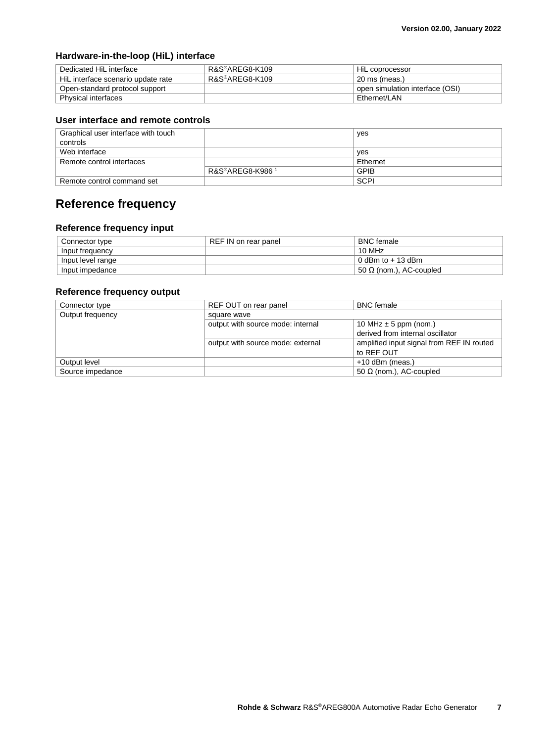### Hardware-in-the-loop (HiL) interface

| Dedicated HiL interface | R&S®AREG8-K109 | HiL coprocessor |
|---|---|---|
| HiL interface scenario update rate | R&S®AREG8-K109 | 20 ms (meas.) |
| Open-standard protocol support | | open simulation interface (OSI) |
| Physical interfaces | | Ethernet/LAN |

### User interface and remote controls

| Graphical user interface with touch controls | | yes |
|---|---|---|
| Web interface | | yes |
| Remote control interfaces | | Ethernet |
| | R&S®AREG8-K986 [1] | GPIB |
| Remote control command set | | SCPI |

## Reference frequency

### Reference frequency input

| Connector type | REF IN on rear panel | BNC female |
|---|---|---|
| Input frequency | | 10 MHz |
| Input level range | | 0 dBm to + 13 dBm |
| Input impedance | | 50 Ω (nom.), AC-coupled |

### Reference frequency output

| Connector type | REF OUT on rear panel | BNC female |
|---|---|---|
| Output frequency | square wave | |
| | output with source mode: internal | 10 MHz ± 5 ppm (nom.) derived from internal oscillator |
| | output with source mode: external | amplified input signal from REF IN routed to REF OUT |
| Output level | | +10 dBm (meas.) |
| Source impedance | | 50 Ω (nom.), AC-coupled |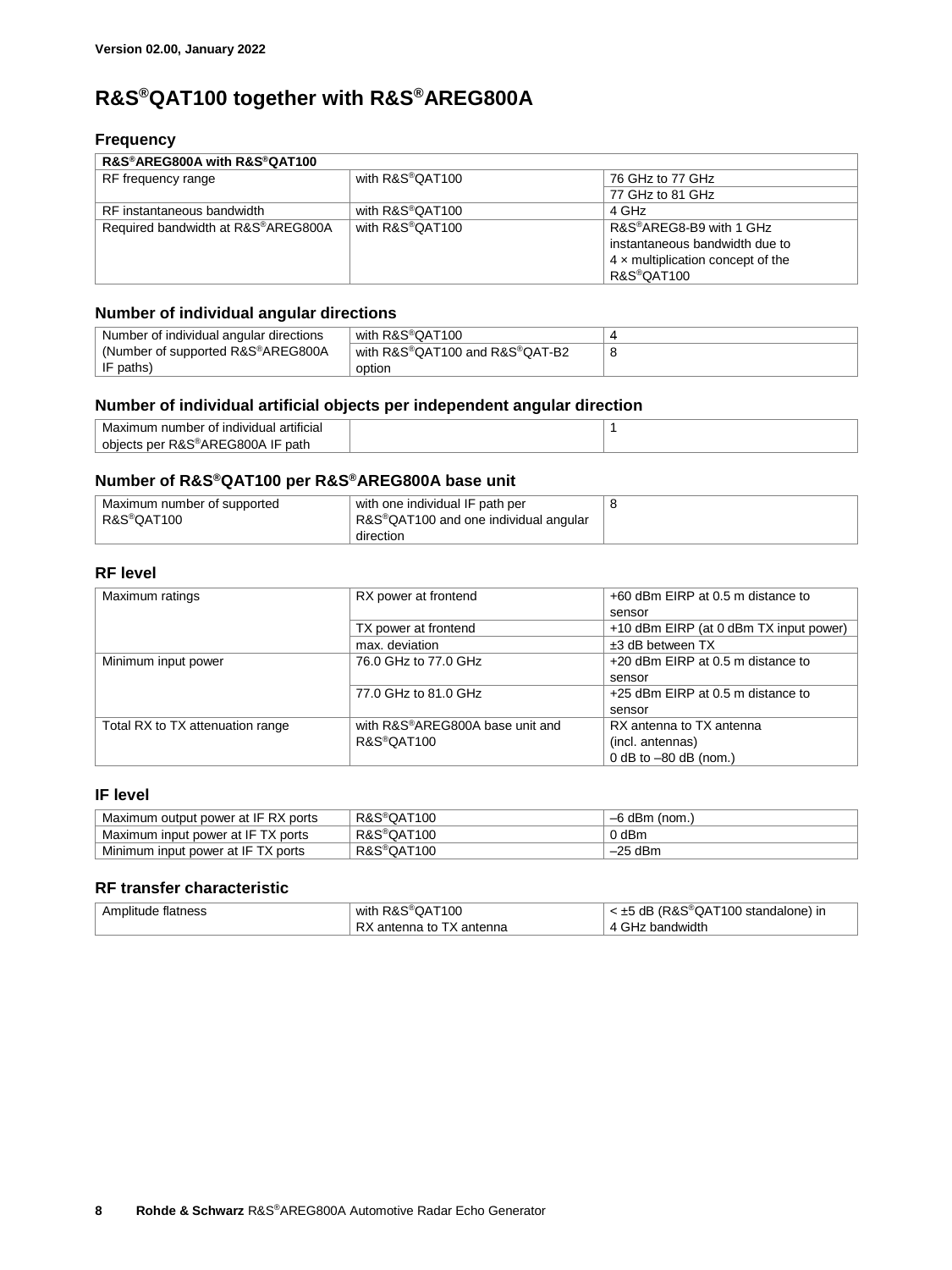**Version 02.00, January 2022**

# R&S®QAT100 together with R&S®AREG800A

## Frequency

| R&S®AREG800A with R&S®QAT100 | | |
|---|---|---|
| RF frequency range | with R&S®QAT100 | 76 GHz to 77 GHz |
| | | 77 GHz to 81 GHz |
| RF instantaneous bandwidth | with R&S®QAT100 | 4 GHz |
| Required bandwidth at R&S®AREG800A | with R&S®QAT100 | R&S®AREG8-B9 with 1 GHz instantaneous bandwidth due to 4 × multiplication concept of the R&S®QAT100 |

## Number of individual angular directions

| | | |
|---|---|---|
| Number of individual angular directions (Number of supported R&S®AREG800A IF paths) | with R&S®QAT100 | 4 |
| | with R&S®QAT100 and R&S®QAT-B2 option | 8 |

## Number of individual artificial objects per independent angular direction

| | | |
|---|---|---|
| Maximum number of individual artificial objects per R&S®AREG800A IF path | | 1 |

## Number of R&S®QAT100 per R&S®AREG800A base unit

| | | |
|---|---|---|
| Maximum number of supported R&S®QAT100 | with one individual IF path per R&S®QAT100 and one individual angular direction | 8 |

## RF level

| | | |
|---|---|---|
| Maximum ratings | RX power at frontend | +60 dBm EIRP at 0.5 m distance to sensor |
| | TX power at frontend | +10 dBm EIRP (at 0 dBm TX input power) |
| | max. deviation | ±3 dB between TX |
| Minimum input power | 76.0 GHz to 77.0 GHz | +20 dBm EIRP at 0.5 m distance to sensor |
| | 77.0 GHz to 81.0 GHz | +25 dBm EIRP at 0.5 m distance to sensor |
| Total RX to TX attenuation range | with R&S®AREG800A base unit and R&S®QAT100 | RX antenna to TX antenna (incl. antennas) 0 dB to –80 dB (nom.) |

## IF level

| | | |
|---|---|---|
| Maximum output power at IF RX ports | R&S®QAT100 | –6 dBm (nom.) |
| Maximum input power at IF TX ports | R&S®QAT100 | 0 dBm |
| Minimum input power at IF TX ports | R&S®QAT100 | –25 dBm |

## RF transfer characteristic

| | | |
|---|---|---|
| Amplitude flatness | with R&S®QAT100 RX antenna to TX antenna | < ±5 dB (R&S®QAT100 standalone) in 4 GHz bandwidth |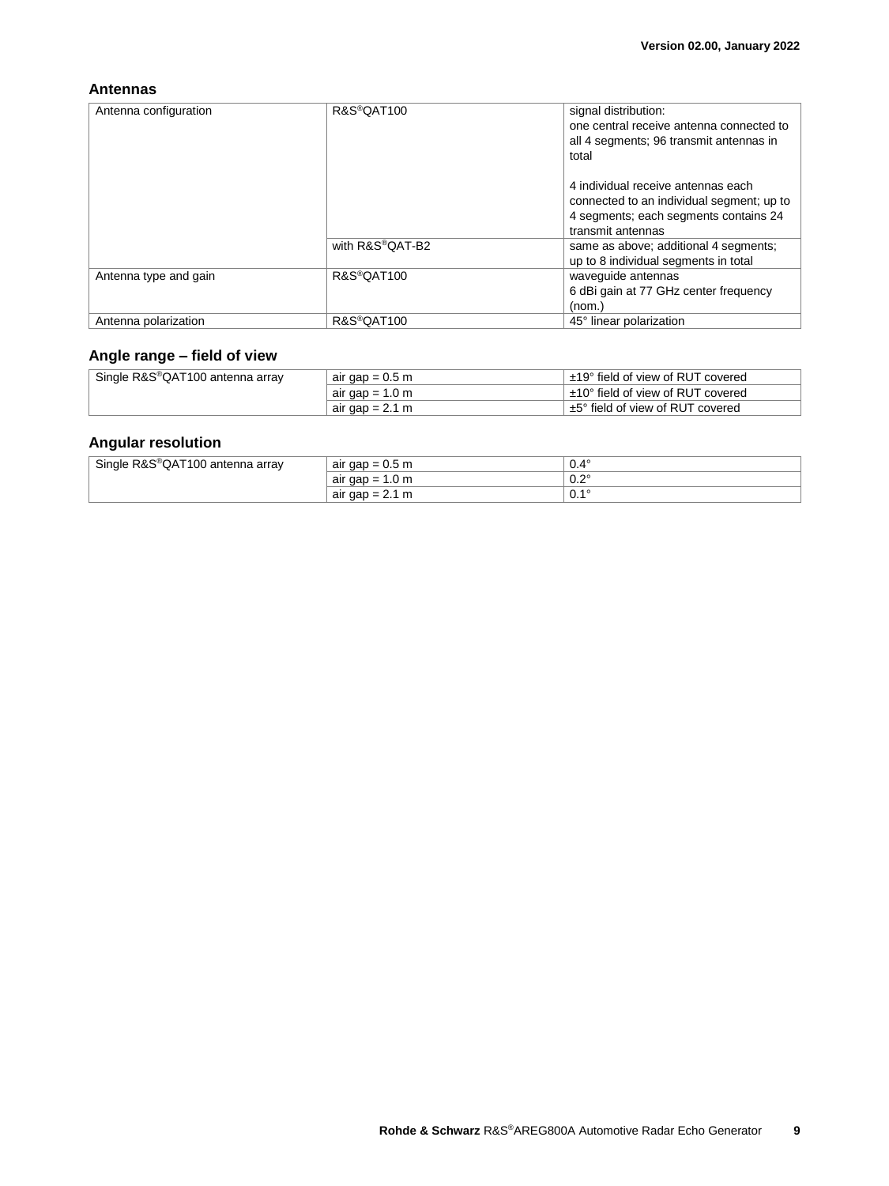## Antennas

| | | |
|---|---|---|
| Antenna configuration | R&S®QAT100 | signal distribution:<br>one central receive antenna connected to all 4 segments; 96 transmit antennas in total<br><br>4 individual receive antennas each connected to an individual segment; up to 4 segments; each segments contains 24 transmit antennas |
| | with R&S®QAT-B2 | same as above; additional 4 segments; up to 8 individual segments in total |
| Antenna type and gain | R&S®QAT100 | waveguide antennas<br>6 dBi gain at 77 GHz center frequency (nom.) |
| Antenna polarization | R&S®QAT100 | 45° linear polarization |

## Angle range – field of view

| | | |
|---|---|---|
| Single R&S®QAT100 antenna array | air gap = 0.5 m | ±19° field of view of RUT covered |
| | air gap = 1.0 m | ±10° field of view of RUT covered |
| | air gap = 2.1 m | ±5° field of view of RUT covered |

## Angular resolution

| | | |
|---|---|---|
| Single R&S®QAT100 antenna array | air gap = 0.5 m | 0.4° |
| | air gap = 1.0 m | 0.2° |
| | air gap = 2.1 m | 0.1° |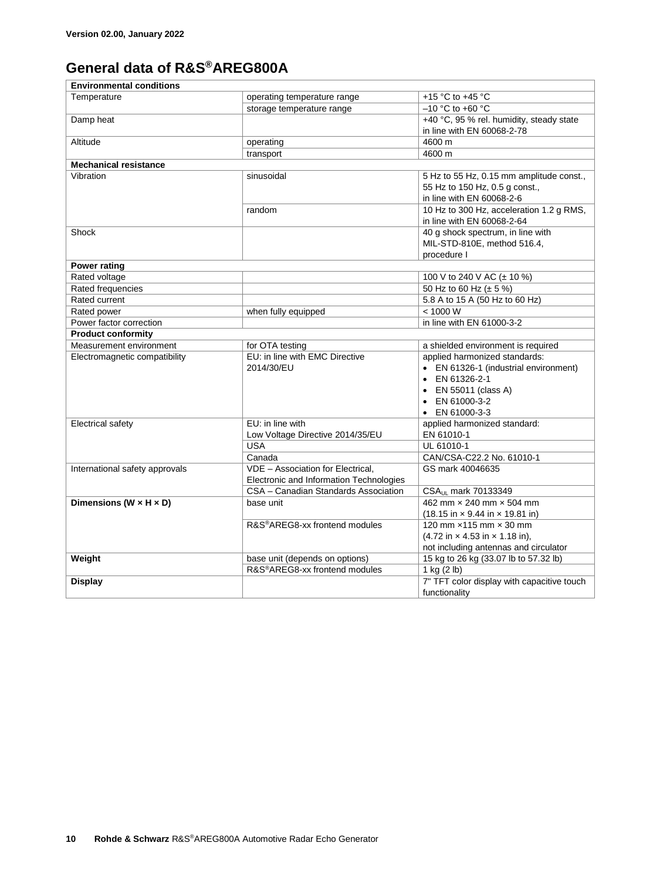**Version 02.00, January 2022**

# General data of R&S®AREG800A

| Environmental conditions | | |
|---|---|---|
| Temperature | operating temperature range | +15 °C to +45 °C |
| | storage temperature range | –10 °C to +60 °C |
| Damp heat | | +40 °C, 95 % rel. humidity, steady state in line with EN 60068-2-78 |
| Altitude | operating | 4600 m |
| | transport | 4600 m |
| **Mechanical resistance** | | |
| Vibration | sinusoidal | 5 Hz to 55 Hz, 0.15 mm amplitude const., 55 Hz to 150 Hz, 0.5 g const., in line with EN 60068-2-6 |
| | random | 10 Hz to 300 Hz, acceleration 1.2 g RMS, in line with EN 60068-2-64 |
| Shock | | 40 g shock spectrum, in line with MIL-STD-810E, method 516.4, procedure I |
| **Power rating** | | |
| Rated voltage | | 100 V to 240 V AC (± 10 %) |
| Rated frequencies | | 50 Hz to 60 Hz (± 5 %) |
| Rated current | | 5.8 A to 15 A (50 Hz to 60 Hz) |
| Rated power | when fully equipped | < 1000 W |
| Power factor correction | | in line with EN 61000-3-2 |
| **Product conformity** | | |
| Measurement environment | for OTA testing | a shielded environment is required |
| Electromagnetic compatibility | EU: in line with EMC Directive 2014/30/EU | applied harmonized standards: • EN 61326-1 (industrial environment) • EN 61326-2-1 • EN 55011 (class A) • EN 61000-3-2 • EN 61000-3-3 |
| Electrical safety | EU: in line with Low Voltage Directive 2014/35/EU | applied harmonized standard: EN 61010-1 |
| | USA | UL 61010-1 |
| | Canada | CAN/CSA-C22.2 No. 61010-1 |
| International safety approvals | VDE – Association for Electrical, Electronic and Information Technologies | GS mark 40046635 |
| | CSA – Canadian Standards Association | $CSA_{UL}$ mark 70133349 |
| **Dimensions (W × H × D)** | base unit | 462 mm × 240 mm × 504 mm (18.15 in × 9.44 in × 19.81 in) |
| | R&S®AREG8-xx frontend modules | 120 mm ×115 mm × 30 mm (4.72 in × 4.53 in × 1.18 in), not including antennas and circulator |
| **Weight** | base unit (depends on options) | 15 kg to 26 kg (33.07 lb to 57.32 lb) |
| | R&S®AREG8-xx frontend modules | 1 kg (2 lb) |
| **Display** | | 7" TFT color display with capacitive touch functionality |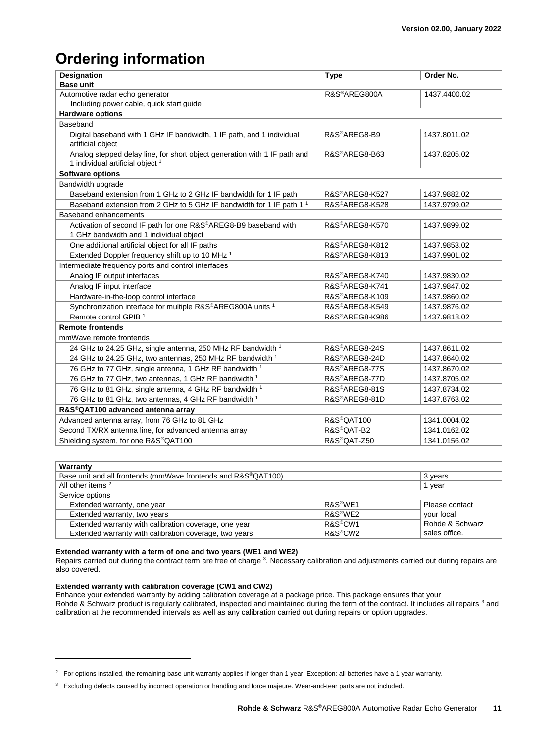# Ordering information

| Designation | Type | Order No. |
|---|---|---|
| **Base unit** | | |
| Automotive radar echo generator<br>Including power cable, quick start guide | R&S®AREG800A | 1437.4400.02 |
| **Hardware options** | | |
| Baseband | | |
| Digital baseband with 1 GHz IF bandwidth, 1 IF path, and 1 individual artificial object | R&S®AREG8-B9 | 1437.8011.02 |
| Analog stepped delay line, for short object generation with 1 IF path and 1 individual artificial object [1] | R&S®AREG8-B63 | 1437.8205.02 |
| **Software options** | | |
| Bandwidth upgrade | | |
| Baseband extension from 1 GHz to 2 GHz IF bandwidth for 1 IF path | R&S®AREG8-K527 | 1437.9882.02 |
| Baseband extension from 2 GHz to 5 GHz IF bandwidth for 1 IF path 1 [1] | R&S®AREG8-K528 | 1437.9799.02 |
| Baseband enhancements | | |
| Activation of second IF path for one R&S®AREG8-B9 baseband with 1 GHz bandwidth and 1 individual object | R&S®AREG8-K570 | 1437.9899.02 |
| One additional artificial object for all IF paths | R&S®AREG8-K812 | 1437.9853.02 |
| Extended Doppler frequency shift up to 10 MHz [1] | R&S®AREG8-K813 | 1437.9901.02 |
| Intermediate frequency ports and control interfaces | | |
| Analog IF output interfaces | R&S®AREG8-K740 | 1437.9830.02 |
| Analog IF input interface | R&S®AREG8-K741 | 1437.9847.02 |
| Hardware-in-the-loop control interface | R&S®AREG8-K109 | 1437.9860.02 |
| Synchronization interface for multiple R&S®AREG800A units [1] | R&S®AREG8-K549 | 1437.9876.02 |
| Remote control GPIB [1] | R&S®AREG8-K986 | 1437.9818.02 |
| **Remote frontends** | | |
| mmWave remote frontends | | |
| 24 GHz to 24.25 GHz, single antenna, 250 MHz RF bandwidth [1] | R&S®AREG8-24S | 1437.8611.02 |
| 24 GHz to 24.25 GHz, two antennas, 250 MHz RF bandwidth [1] | R&S®AREG8-24D | 1437.8640.02 |
| 76 GHz to 77 GHz, single antenna, 1 GHz RF bandwidth [1] | R&S®AREG8-77S | 1437.8670.02 |
| 76 GHz to 77 GHz, two antennas, 1 GHz RF bandwidth [1] | R&S®AREG8-77D | 1437.8705.02 |
| 76 GHz to 81 GHz, single antenna, 4 GHz RF bandwidth [1] | R&S®AREG8-81S | 1437.8734.02 |
| 76 GHz to 81 GHz, two antennas, 4 GHz RF bandwidth [1] | R&S®AREG8-81D | 1437.8763.02 |
| **R&S®QAT100 advanced antenna array** | | |
| Advanced antenna array, from 76 GHz to 81 GHz | R&S®QAT100 | 1341.0004.02 |
| Second TX/RX antenna line, for advanced antenna array | R&S®QAT-B2 | 1341.0162.02 |
| Shielding system, for one R&S®QAT100 | R&S®QAT-Z50 | 1341.0156.02 |

| **Warranty** | | |
|---|---|---|
| Base unit and all frontends (mmWave frontends and R&S®QAT100) | | 3 years |
| All other items [2] | | 1 year |
| Service options | | |
| Extended warranty, one year | R&S®WE1 | Please contact your local Rohde & Schwarz sales office. |
| Extended warranty, two years | R&S®WE2 | |
| Extended warranty with calibration coverage, one year | R&S®CW1 | |
| Extended warranty with calibration coverage, two years | R&S®CW2 | |

**Extended warranty with a term of one and two years (WE1 and WE2)**
Repairs carried out during the contract term are free of charge [3]. Necessary calibration and adjustments carried out during repairs are also covered.

**Extended warranty with calibration coverage (CW1 and CW2)**
Enhance your extended warranty by adding calibration coverage at a package price. This package ensures that your Rohde & Schwarz product is regularly calibrated, inspected and maintained during the term of the contract. It includes all repairs [3] and calibration at the recommended intervals as well as any calibration carried out during repairs or option upgrades.

[2] For options installed, the remaining base unit warranty applies if longer than 1 year. Exception: all batteries have a 1 year warranty.

[3] Excluding defects caused by incorrect operation or handling and force majeure. Wear-and-tear parts are not included.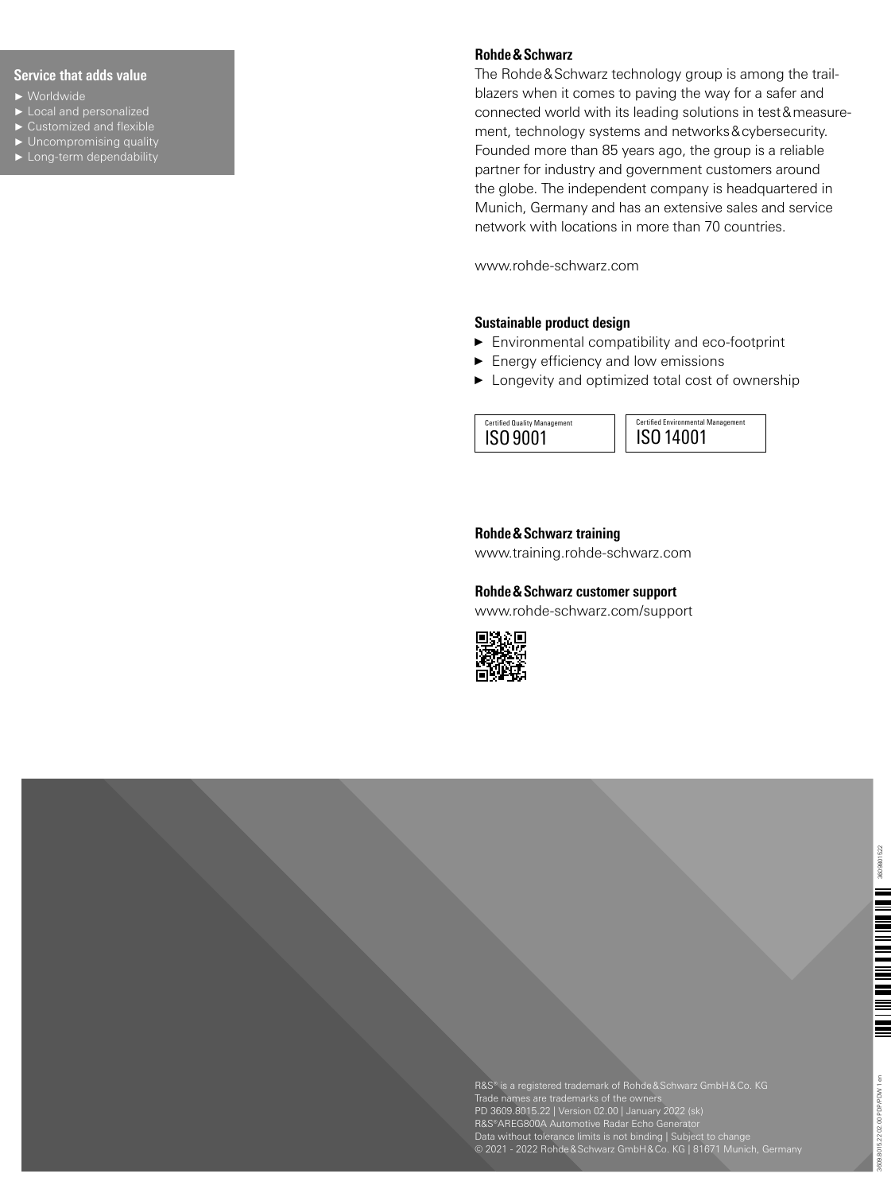## Service that adds value

- Worldwide
- Local and personalized
- Customized and flexible
- Uncompromising quality
- Long-term dependability

## Rohde & Schwarz

The Rohde & Schwarz technology group is among the trail-blazers when it comes to paving the way for a safer and connected world with its leading solutions in test & measurement, technology systems and networks & cybersecurity. Founded more than 85 years ago, the group is a reliable partner for industry and government customers around the globe. The independent company is headquartered in Munich, Germany and has an extensive sales and service network with locations in more than 70 countries.

www.rohde-schwarz.com

## Sustainable product design

- Environmental compatibility and eco-footprint
- Energy efficiency and low emissions
- Longevity and optimized total cost of ownership

Certified Quality Management ISO 9001

Certified Environmental Management ISO 14001

## Rohde & Schwarz training

www.training.rohde-schwarz.com

## Rohde & Schwarz customer support

www.rohde-schwarz.com/support

R&S® is a registered trademark of Rohde & Schwarz GmbH & Co. KG
Trade names are trademarks of the owners
PD 3609.8015.22 | Version 02.00 | January 2022 (sk)
R&S®AREG800A Automotive Radar Echo Generator
Data without tolerance limits is not binding | Subject to change
© 2021 - 2022 Rohde & Schwarz GmbH & Co. KG | 81671 Munich, Germany

3609.8015.22 02.00 PDP/PDW 1 en

3609801522